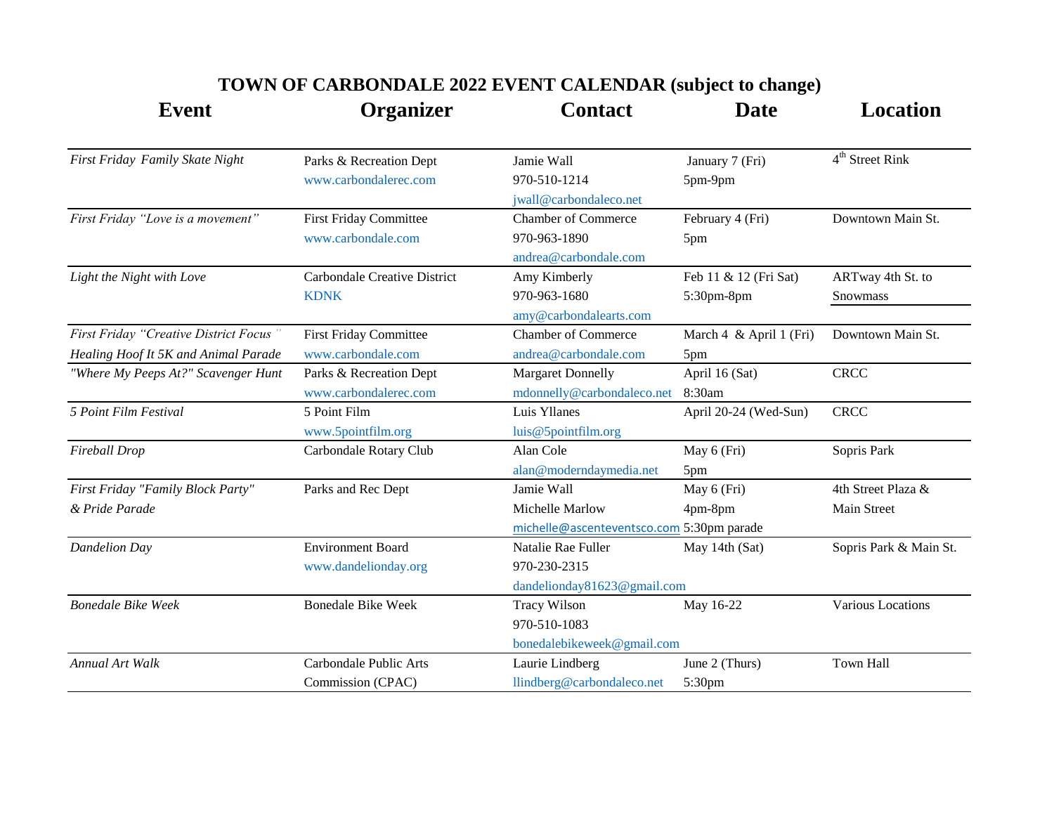# TOWN OF CARBONDALE 2022 EVENT CALENDAR (subject to change)

| Event | Organizer | Contact | Date | Location |
|---|---|---|---|---|
| *First Friday Family Skate Night* | Parks & Recreation Dept<br>www.carbondalerec.com | Jamie Wall<br>970-510-1214<br>jwall@carbondaleco.net | January 7 (Fri)<br>5pm-9pm | 4th Street Rink |
| *First Friday "Love is a movement"* | First Friday Committee<br>www.carbondale.com | Chamber of Commerce<br>970-963-1890<br>andrea@carbondale.com | February 4 (Fri)<br>5pm | Downtown Main St. |
| *Light the Night with Love* | Carbondale Creative District<br>KDNK | Amy Kimberly<br>970-963-1680<br>amy@carbondalearts.com | Feb 11 & 12 (Fri Sat)<br>5:30pm-8pm | ARTway 4th St. to Snowmass |
| *First Friday "Creative District Focus"*<br>*Healing Hoof It 5K and Animal Parade* | First Friday Committee<br>www.carbondale.com | Chamber of Commerce<br>andrea@carbondale.com | March 4 & April 1 (Fri)<br>5pm | Downtown Main St. |
| *"Where My Peeps At?" Scavenger Hunt* | Parks & Recreation Dept<br>www.carbondalerec.com | Margaret Donnelly<br>mdonnelly@carbondaleco.net | April 16 (Sat)<br>8:30am | CRCC |
| *5 Point Film Festival* | 5 Point Film<br>www.5pointfilm.org | Luis Yllanes<br>luis@5pointfilm.org | April 20-24 (Wed-Sun) | CRCC |
| *Fireball Drop* | Carbondale Rotary Club | Alan Cole<br>alan@moderndaymedia.net | May 6 (Fri)<br>5pm | Sopris Park |
| *First Friday "Family Block Party"*<br>*& Pride Parade* | Parks and Rec Dept | Jamie Wall<br>Michelle Marlow<br>michelle@ascenteventsco.com | May 6 (Fri)<br>4pm-8pm<br>5:30pm parade | 4th Street Plaza & Main Street |
| *Dandelion Day* | Environment Board<br>www.dandelionday.org | Natalie Rae Fuller<br>970-230-2315<br>dandelionday81623@gmail.com | May 14th (Sat) | Sopris Park & Main St. |
| *Bonedale Bike Week* | Bonedale Bike Week | Tracy Wilson<br>970-510-1083<br>bonedalebikeweek@gmail.com | May 16-22 | Various Locations |
| *Annual Art Walk* | Carbondale Public Arts Commission (CPAC) | Laurie Lindberg<br>llindberg@carbondaleco.net | June 2 (Thurs)<br>5:30pm | Town Hall |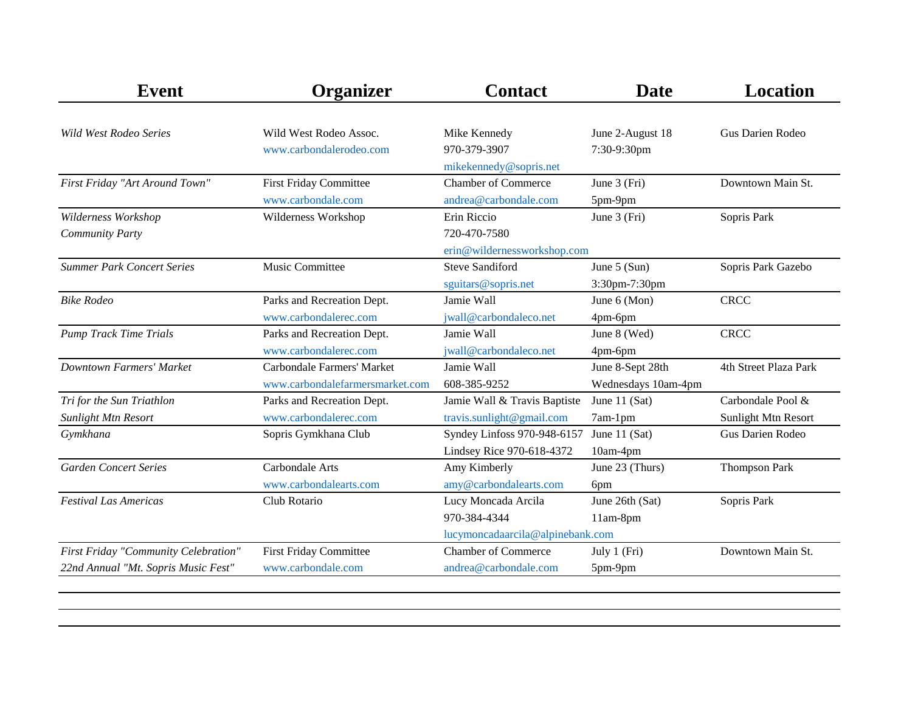| Event | Organizer | Contact | Date | Location |
|---|---|---|---|---|
| *Wild West Rodeo Series* | Wild West Rodeo Assoc.<br>www.carbondalerodeo.com | Mike Kennedy<br>970-379-3907<br>mikekennedy@sopris.net | June 2-August 18<br>7:30-9:30pm | Gus Darien Rodeo |
| *First Friday "Art Around Town"* | First Friday Committee<br>www.carbondale.com | Chamber of Commerce<br>andrea@carbondale.com | June 3 (Fri)<br>5pm-9pm | Downtown Main St. |
| *Wilderness Workshop Community Party* | Wilderness Workshop | Erin Riccio<br>720-470-7580<br>erin@wildernessworkshop.com | June 3 (Fri) | Sopris Park |
| *Summer Park Concert Series* | Music Committee | Steve Sandiford<br>sguitars@sopris.net | June 5 (Sun)<br>3:30pm-7:30pm | Sopris Park Gazebo |
| *Bike Rodeo* | Parks and Recreation Dept.<br>www.carbondalerec.com | Jamie Wall<br>jwall@carbondaleco.net | June 6 (Mon)<br>4pm-6pm | CRCC |
| *Pump Track Time Trials* | Parks and Recreation Dept.<br>www.carbondalerec.com | Jamie Wall<br>jwall@carbondaleco.net | June 8 (Wed)<br>4pm-6pm | CRCC |
| *Downtown Farmers' Market* | Carbondale Farmers' Market<br>www.carbondalefarmersmarket.com | Jamie Wall<br>608-385-9252 | June 8-Sept 28th<br>Wednesdays 10am-4pm | 4th Street Plaza Park |
| *Tri for the Sun Triathlon*<br>*Sunlight Mtn Resort* | Parks and Recreation Dept.<br>www.carbondalerec.com | Jamie Wall & Travis Baptiste<br>travis.sunlight@gmail.com | June 11 (Sat)<br>7am-1pm | Carbondale Pool &<br>Sunlight Mtn Resort |
| *Gymkhana* | Sopris Gymkhana Club | Syndey Linfoss 970-948-6157<br>Lindsey Rice 970-618-4372 | June 11 (Sat)<br>10am-4pm | Gus Darien Rodeo |
| *Garden Concert Series* | Carbondale Arts<br>www.carbondalearts.com | Amy Kimberly<br>amy@carbondalearts.com | June 23 (Thurs)<br>6pm | Thompson Park |
| *Festival Las Americas* | Club Rotario | Lucy Moncada Arcila<br>970-384-4344<br>lucymoncadaarcila@alpinebank.com | June 26th (Sat)<br>11am-8pm | Sopris Park |
| *First Friday "Community Celebration"*<br>*22nd Annual "Mt. Sopris Music Fest"* | First Friday Committee<br>www.carbondale.com | Chamber of Commerce<br>andrea@carbondale.com | July 1 (Fri)<br>5pm-9pm | Downtown Main St. |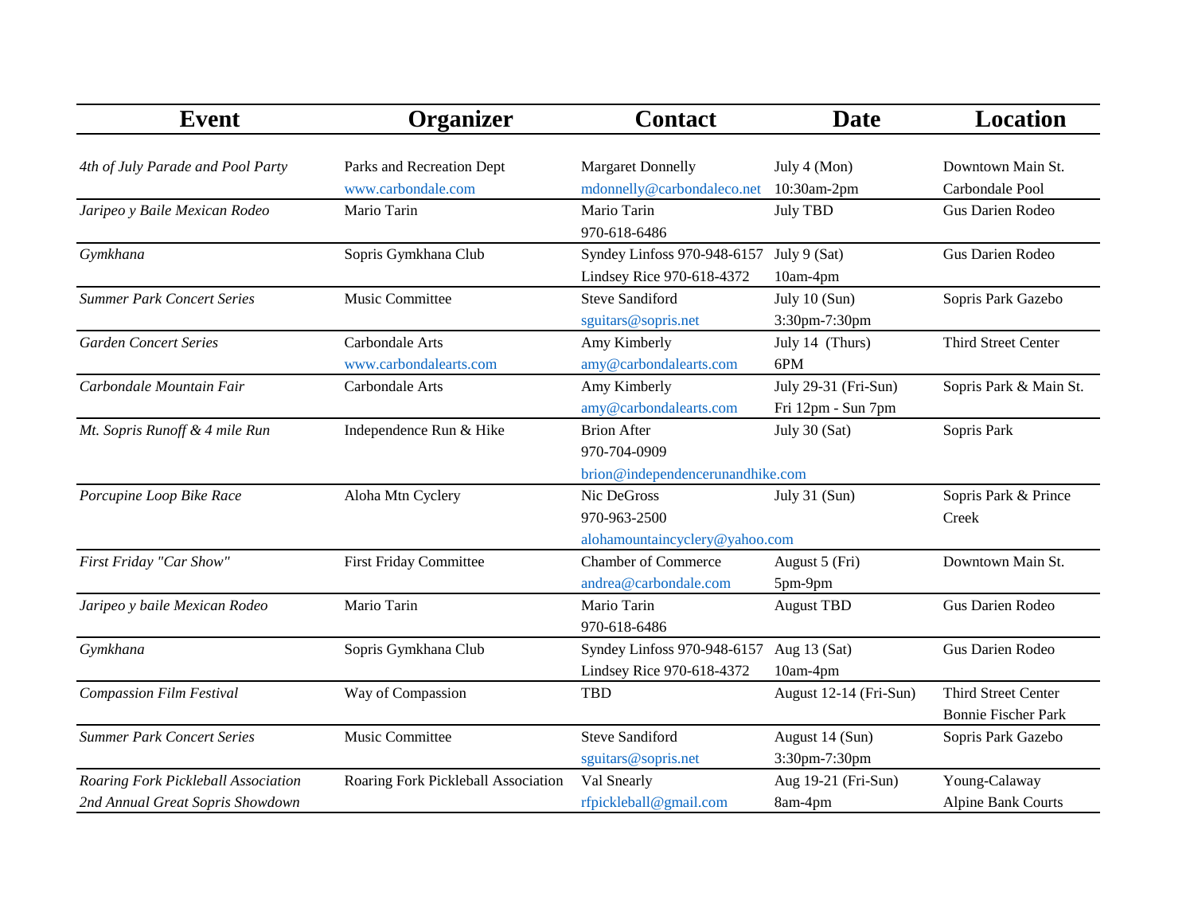| Event | Organizer | Contact | Date | Location |
| --- | --- | --- | --- | --- |
| *4th of July Parade and Pool Party* | Parks and Recreation Dept www.carbondale.com | Margaret Donnelly mdonnelly@carbondaleco.net | July 4 (Mon) 10:30am-2pm | Downtown Main St. Carbondale Pool |
| *Jaripeo y Baile Mexican Rodeo* | Mario Tarin | Mario Tarin 970-618-6486 | July TBD | Gus Darien Rodeo |
| *Gymkhana* | Sopris Gymkhana Club | Syndey Linfoss 970-948-6157 Lindsey Rice 970-618-4372 | July 9 (Sat) 10am-4pm | Gus Darien Rodeo |
| *Summer Park Concert Series* | Music Committee | Steve Sandiford sguitars@sopris.net | July 10 (Sun) 3:30pm-7:30pm | Sopris Park Gazebo |
| *Garden Concert Series* | Carbondale Arts www.carbondalearts.com | Amy Kimberly amy@carbondalearts.com | July 14 (Thurs) 6PM | Third Street Center |
| *Carbondale Mountain Fair* | Carbondale Arts | Amy Kimberly amy@carbondalearts.com | July 29-31 (Fri-Sun) Fri 12pm - Sun 7pm | Sopris Park & Main St. |
| *Mt. Sopris Runoff & 4 mile Run* | Independence Run & Hike | Brion After 970-704-0909 brion@independencerunandhike.com | July 30 (Sat) | Sopris Park |
| *Porcupine Loop Bike Race* | Aloha Mtn Cyclery | Nic DeGross 970-963-2500 alohamountaincyclery@yahoo.com | July 31 (Sun) | Sopris Park & Prince Creek |
| *First Friday "Car Show"* | First Friday Committee | Chamber of Commerce andrea@carbondale.com | August 5 (Fri) 5pm-9pm | Downtown Main St. |
| *Jaripeo y baile Mexican Rodeo* | Mario Tarin | Mario Tarin 970-618-6486 | August TBD | Gus Darien Rodeo |
| *Gymkhana* | Sopris Gymkhana Club | Syndey Linfoss 970-948-6157 Lindsey Rice 970-618-4372 | Aug 13 (Sat) 10am-4pm | Gus Darien Rodeo |
| *Compassion Film Festival* | Way of Compassion | TBD | August 12-14 (Fri-Sun) | Third Street Center Bonnie Fischer Park |
| *Summer Park Concert Series* | Music Committee | Steve Sandiford sguitars@sopris.net | August 14 (Sun) 3:30pm-7:30pm | Sopris Park Gazebo |
| *Roaring Fork Pickleball Association 2nd Annual Great Sopris Showdown* | Roaring Fork Pickleball Association | Val Snearly rfpickleball@gmail.com | Aug 19-21 (Fri-Sun) 8am-4pm | Young-Calaway Alpine Bank Courts |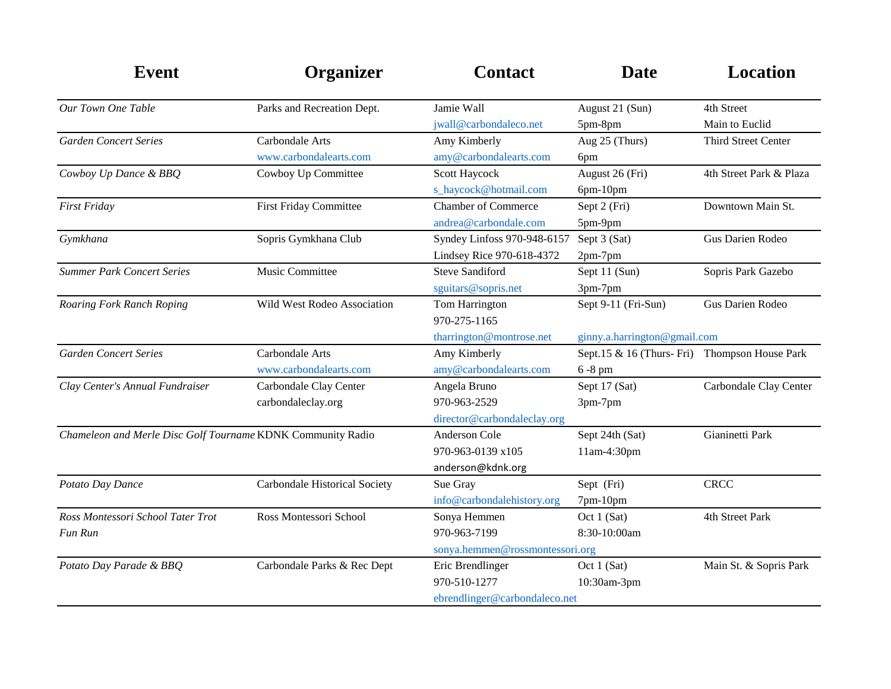| Event | Organizer | Contact | Date | Location |
|---|---|---|---|---|
| *Our Town One Table* | Parks and Recreation Dept. | Jamie Wall<br>jwall@carbondaleco.net | August 21 (Sun)<br>5pm-8pm | 4th Street<br>Main to Euclid |
| *Garden Concert Series* | Carbondale Arts<br>www.carbondalearts.com | Amy Kimberly<br>amy@carbondalearts.com | Aug 25 (Thurs)<br>6pm | Third Street Center |
| *Cowboy Up Dance & BBQ* | Cowboy Up Committee | Scott Haycock<br>s_haycock@hotmail.com | August 26 (Fri)<br>6pm-10pm | 4th Street Park & Plaza |
| *First Friday* | First Friday Committee | Chamber of Commerce<br>andrea@carbondale.com | Sept 2 (Fri)<br>5pm-9pm | Downtown Main St. |
| *Gymkhana* | Sopris Gymkhana Club | Syndey Linfoss 970-948-6157<br>Lindsey Rice 970-618-4372 | Sept 3 (Sat)<br>2pm-7pm | Gus Darien Rodeo |
| *Summer Park Concert Series* | Music Committee | Steve Sandiford<br>sguitars@sopris.net | Sept 11 (Sun)<br>3pm-7pm | Sopris Park Gazebo |
| *Roaring Fork Ranch Roping* | Wild West Rodeo Association | Tom Harrington<br>970-275-1165<br>tharrington@montrose.net | Sept 9-11 (Fri-Sun)<br>ginny.a.harrington@gmail.com | Gus Darien Rodeo |
| *Garden Concert Series* | Carbondale Arts<br>www.carbondalearts.com | Amy Kimberly<br>amy@carbondalearts.com | Sept.15 & 16 (Thurs- Fri)<br>6 -8 pm | Thompson House Park |
| *Clay Center's Annual Fundraiser* | Carbondale Clay Center<br>carbondaleclay.org | Angela Bruno<br>970-963-2529<br>director@carbondaleclay.org | Sept 17 (Sat)<br>3pm-7pm | Carbondale Clay Center |
| *Chameleon and Merle Disc Golf Tourname* | KDNK Community Radio | Anderson Cole<br>970-963-0139 x105<br>anderson@kdnk.org | Sept 24th (Sat)<br>11am-4:30pm | Gianinetti Park |
| *Potato Day Dance* | Carbondale Historical Society | Sue Gray<br>info@carbondalehistory.org | Sept (Fri)<br>7pm-10pm | CRCC |
| *Ross Montessori School Tater Trot Fun Run* | Ross Montessori School | Sonya Hemmen<br>970-963-7199<br>sonya.hemmen@rossmontessori.org | Oct 1 (Sat)<br>8:30-10:00am | 4th Street Park |
| *Potato Day Parade & BBQ* | Carbondale Parks & Rec Dept | Eric Brendlinger<br>970-510-1277<br>ebrendlinger@carbondaleco.net | Oct 1 (Sat)<br>10:30am-3pm | Main St. & Sopris Park |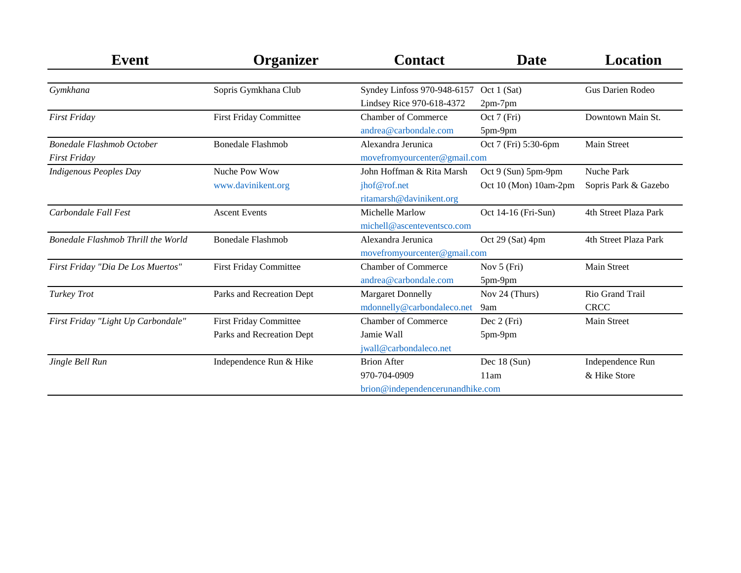| Event | Organizer | Contact | Date | Location |
|---|---|---|---|---|
| *Gymkhana* | Sopris Gymkhana Club | Syndey Linfoss 970-948-6157<br>Lindsey Rice 970-618-4372 | Oct 1 (Sat)<br>2pm-7pm | Gus Darien Rodeo |
| *First Friday* | First Friday Committee | Chamber of Commerce<br>andrea@carbondale.com | Oct 7 (Fri)<br>5pm-9pm | Downtown Main St. |
| *Bonedale Flashmob October First Friday* | Bonedale Flashmob | Alexandra Jerunica<br>movefromyourcenter@gmail.com | Oct 7 (Fri) 5:30-6pm | Main Street |
| *Indigenous Peoples Day* | Nuche Pow Wow<br>www.davinikent.org | John Hoffman & Rita Marsh<br>jhof@rof.net<br>ritamarsh@davinikent.org | Oct 9 (Sun) 5pm-9pm<br>Oct 10 (Mon) 10am-2pm | Nuche Park<br>Sopris Park & Gazebo |
| *Carbondale Fall Fest* | Ascent Events | Michelle Marlow<br>michell@ascenteventsco.com | Oct 14-16 (Fri-Sun) | 4th Street Plaza Park |
| *Bonedale Flashmob Thrill the World* | Bonedale Flashmob | Alexandra Jerunica<br>movefromyourcenter@gmail.com | Oct 29 (Sat) 4pm | 4th Street Plaza Park |
| *First Friday "Dia De Los Muertos"* | First Friday Committee | Chamber of Commerce<br>andrea@carbondale.com | Nov 5 (Fri)<br>5pm-9pm | Main Street |
| *Turkey Trot* | Parks and Recreation Dept | Margaret Donnelly<br>mdonnelly@carbondaleco.net | Nov 24 (Thurs)<br>9am | Rio Grand Trail<br>CRCC |
| *First Friday "Light Up Carbondale"* | First Friday Committee<br>Parks and Recreation Dept | Chamber of Commerce<br>Jamie Wall<br>jwall@carbondaleco.net | Dec 2 (Fri)<br>5pm-9pm | Main Street |
| *Jingle Bell Run* | Independence Run & Hike | Brion After<br>970-704-0909<br>brion@independencerunandhike.com | Dec 18 (Sun)<br>11am | Independence Run & Hike Store |